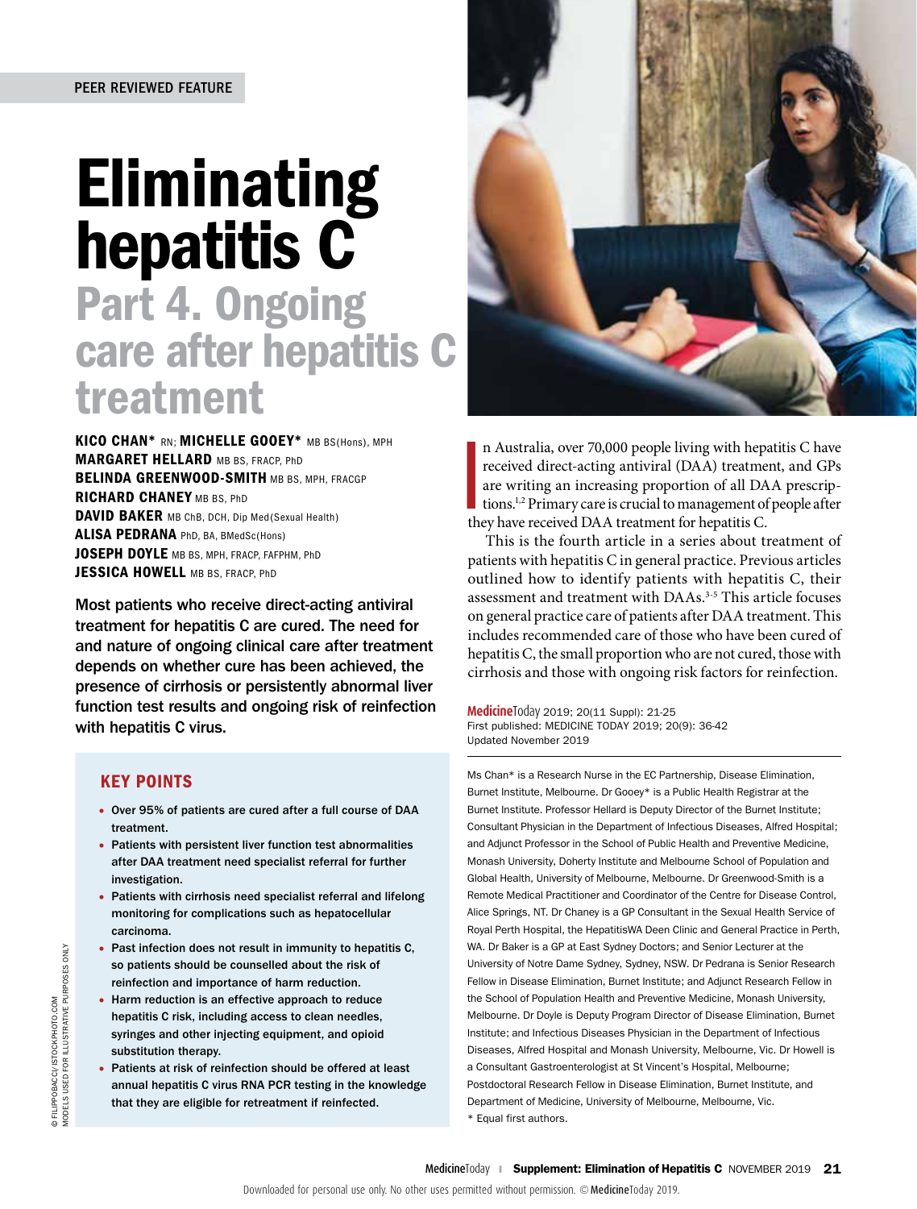PEER REVIEWED FEATURE

# Eliminating hepatitis C

## Part 4. Ongoing care after hepatitis C treatment

**KICO CHAN*** RN; **MICHELLE GOOEY*** MB BS(Hons), MPH
**MARGARET HELLARD** MB BS, FRACP, PhD
**BELINDA GREENWOOD-SMITH** MB BS, MPH, FRACGP
**RICHARD CHANEY** MB BS, PhD
**DAVID BAKER** MB ChB, DCH, Dip Med(Sexual Health)
**ALISA PEDRANA** PhD, BA, BMedSc(Hons)
**JOSEPH DOYLE** MB BS, MPH, FRACP, FAFPHM, PhD
**JESSICA HOWELL** MB BS, FRACP, PhD

**Most patients who receive direct-acting antiviral treatment for hepatitis C are cured. The need for and nature of ongoing clinical care after treatment depends on whether cure has been achieved, the presence of cirrhosis or persistently abnormal liver function test results and ongoing risk of reinfection with hepatitis C virus.**

### KEY POINTS

- Over 95% of patients are cured after a full course of DAA treatment.
- Patients with persistent liver function test abnormalities after DAA treatment need specialist referral for further investigation.
- Patients with cirrhosis need specialist referral and lifelong monitoring for complications such as hepatocellular carcinoma.
- Past infection does not result in immunity to hepatitis C, so patients should be counselled about the risk of reinfection and importance of harm reduction.
- Harm reduction is an effective approach to reduce hepatitis C risk, including access to clean needles, syringes and other injecting equipment, and opioid substitution therapy.
- Patients at risk of reinfection should be offered at least annual hepatitis C virus RNA PCR testing in the knowledge that they are eligible for retreatment if reinfected.

© FILIPPOBACCI/ ISTOCKPHOTO.COM
MODELS USED FOR ILLUSTRATIVE PURPOSES ONLY

In Australia, over 70,000 people living with hepatitis C have received direct-acting antiviral (DAA) treatment, and GPs are writing an increasing proportion of all DAA prescriptions.[1,2] Primary care is crucial to management of people after they have received DAA treatment for hepatitis C.

This is the fourth article in a series about treatment of patients with hepatitis C in general practice. Previous articles outlined how to identify patients with hepatitis C, their assessment and treatment with DAAs.[3-5] This article focuses on general practice care of patients after DAA treatment. This includes recommended care of those who have been cured of hepatitis C, the small proportion who are not cured, those with cirrhosis and those with ongoing risk factors for reinfection.

MedicineToday 2019; 20(11 Suppl): 21-25
First published: MEDICINE TODAY 2019; 20(9): 36-42
Updated November 2019

Ms Chan* is a Research Nurse in the EC Partnership, Disease Elimination, Burnet Institute, Melbourne. Dr Gooey* is a Public Health Registrar at the Burnet Institute. Professor Hellard is Deputy Director of the Burnet Institute; Consultant Physician in the Department of Infectious Diseases, Alfred Hospital; and Adjunct Professor in the School of Public Health and Preventive Medicine, Monash University, Doherty Institute and Melbourne School of Population and Global Health, University of Melbourne, Melbourne. Dr Greenwood-Smith is a Remote Medical Practitioner and Coordinator of the Centre for Disease Control, Alice Springs, NT. Dr Chaney is a GP Consultant in the Sexual Health Service of Royal Perth Hospital, the HepatitisWA Deen Clinic and General Practice in Perth, WA. Dr Baker is a GP at East Sydney Doctors; and Senior Lecturer at the University of Notre Dame Sydney, Sydney, NSW. Dr Pedrana is Senior Research Fellow in Disease Elimination, Burnet Institute; and Adjunct Research Fellow in the School of Population Health and Preventive Medicine, Monash University, Melbourne. Dr Doyle is Deputy Program Director of Disease Elimination, Burnet Institute; and Infectious Diseases Physician in the Department of Infectious Diseases, Alfred Hospital and Monash University, Melbourne, Vic. Dr Howell is a Consultant Gastroenterologist at St Vincent's Hospital, Melbourne; Postdoctoral Research Fellow in Disease Elimination, Burnet Institute, and Department of Medicine, University of Melbourne, Melbourne, Vic.
* Equal first authors.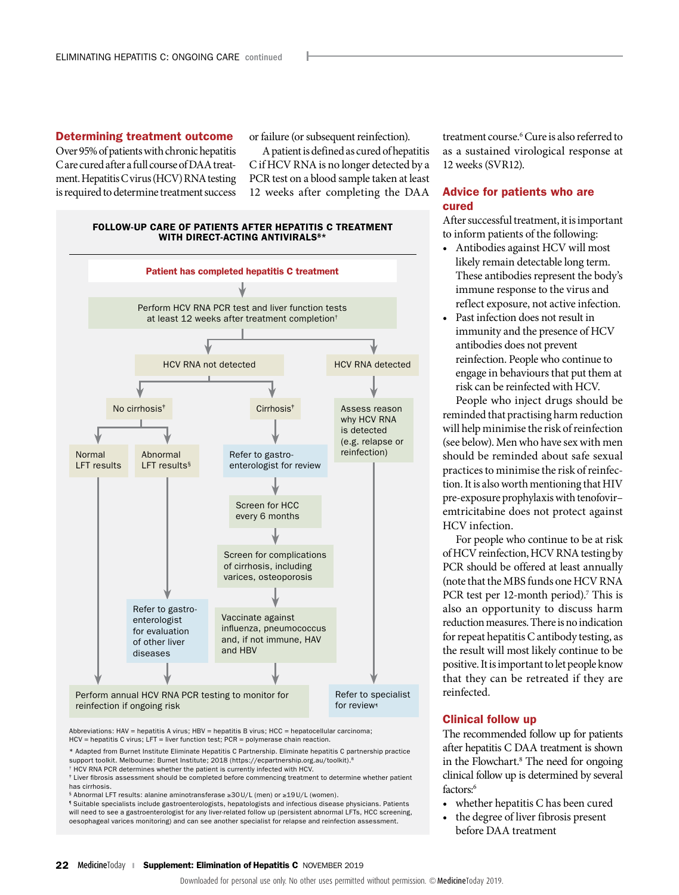## Determining treatment outcome

Over 95% of patients with chronic hepatitis C are cured after a full course of DAA treatment. Hepatitis C virus (HCV) RNA testing is required to determine treatment success or failure (or subsequent reinfection).

A patient is defined as cured of hepatitis C if HCV RNA is no longer detected by a PCR test on a blood sample taken at least 12 weeks after completing the DAA treatment course.[6] Cure is also referred to as a sustained virological response at 12 weeks (SVR12).

**FOLLOW-UP CARE OF PATIENTS AFTER HEPATITIS C TREATMENT WITH DIRECT-ACTING ANTIVIRALS[8]***

- **Patient has completed hepatitis C treatment**
  - Perform HCV RNA PCR test and liver function tests at least 12 weeks after treatment completion†
    - **HCV RNA not detected**
      - No cirrhosis‡
        - Normal LFT results → Perform annual HCV RNA PCR testing to monitor for reinfection if ongoing risk
        - Abnormal LFT results§ → Refer to gastroenterologist for evaluation of other liver diseases → Perform annual HCV RNA PCR testing to monitor for reinfection if ongoing risk
      - Cirrhosis‡ → Refer to gastroenterologist for review → Screen for HCC every 6 months → Screen for complications of cirrhosis, including varices, osteoporosis → Vaccinate against influenza, pneumococcus and, if not immune, HAV and HBV → Perform annual HCV RNA PCR testing to monitor for reinfection if ongoing risk
    - **HCV RNA detected** → Assess reason why HCV RNA is detected (e.g. relapse or reinfection) → Refer to specialist for review¶

Abbreviations: HAV = hepatitis A virus; HBV = hepatitis B virus; HCC = hepatocellular carcinoma; HCV = hepatitis C virus; LFT = liver function test; PCR = polymerase chain reaction.

\* Adapted from Burnet Institute Eliminate Hepatitis C Partnership. Eliminate hepatitis C partnership practice support toolkit. Melbourne: Burnet Institute; 2018 (https://ecpartnership.org.au/toolkit).[8]

† HCV RNA PCR determines whether the patient is currently infected with HCV.

‡ Liver fibrosis assessment should be completed before commencing treatment to determine whether patient has cirrhosis.

§ Abnormal LFT results: alanine aminotransferase ≥30 U/L (men) or ≥19 U/L (women).

¶ Suitable specialists include gastroenterologists, hepatologists and infectious disease physicians. Patients will need to see a gastroenterologist for any liver-related follow up (persistent abnormal LFTs, HCC screening, oesophageal varices monitoring) and can see another specialist for relapse and reinfection assessment.

## Advice for patients who are cured

After successful treatment, it is important to inform patients of the following:

- Antibodies against HCV will most likely remain detectable long term. These antibodies represent the body's immune response to the virus and reflect exposure, not active infection.
- Past infection does not result in immunity and the presence of HCV antibodies does not prevent reinfection. People who continue to engage in behaviours that put them at risk can be reinfected with HCV.

People who inject drugs should be reminded that practising harm reduction will help minimise the risk of reinfection (see below). Men who have sex with men should be reminded about safe sexual practices to minimise the risk of reinfection. It is also worth mentioning that HIV pre-exposure prophylaxis with tenofovir–emtricitabine does not protect against HCV infection.

For people who continue to be at risk of HCV reinfection, HCV RNA testing by PCR should be offered at least annually (note that the MBS funds one HCV RNA PCR test per 12-month period).[7] This is also an opportunity to discuss harm reduction measures. There is no indication for repeat hepatitis C antibody testing, as the result will most likely continue to be positive. It is important to let people know that they can be retreated if they are reinfected.

## Clinical follow up

The recommended follow up for patients after hepatitis C DAA treatment is shown in the Flowchart.[8] The need for ongoing clinical follow up is determined by several factors:[6]

- whether hepatitis C has been cured
- the degree of liver fibrosis present before DAA treatment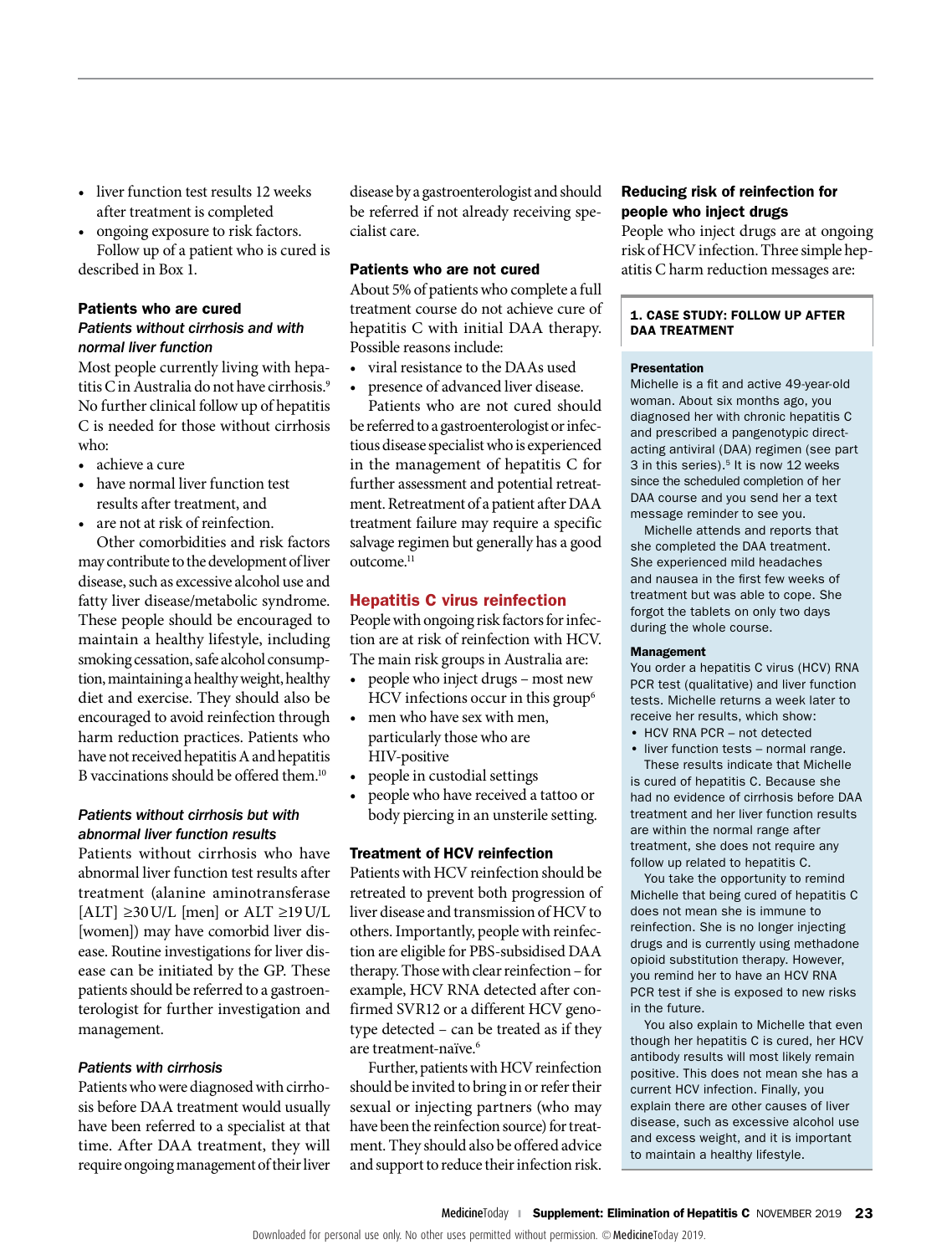- liver function test results 12 weeks after treatment is completed
- ongoing exposure to risk factors.

Follow up of a patient who is cured is described in Box 1.

### Patients who are cured

#### *Patients without cirrhosis and with normal liver function*

Most people currently living with hepatitis C in Australia do not have cirrhosis.[9] No further clinical follow up of hepatitis C is needed for those without cirrhosis who:

- achieve a cure
- have normal liver function test results after treatment, and
- are not at risk of reinfection.

Other comorbidities and risk factors may contribute to the development of liver disease, such as excessive alcohol use and fatty liver disease/metabolic syndrome. These people should be encouraged to maintain a healthy lifestyle, including smoking cessation, safe alcohol consumption, maintaining a healthy weight, healthy diet and exercise. They should also be encouraged to avoid reinfection through harm reduction practices. Patients who have not received hepatitis A and hepatitis B vaccinations should be offered them.[10]

#### *Patients without cirrhosis but with abnormal liver function results*

Patients without cirrhosis who have abnormal liver function test results after treatment (alanine aminotransferase [ALT] ≥30 U/L [men] or ALT ≥19 U/L [women]) may have comorbid liver disease. Routine investigations for liver disease can be initiated by the GP. These patients should be referred to a gastroenterologist for further investigation and management.

#### *Patients with cirrhosis*

Patients who were diagnosed with cirrhosis before DAA treatment would usually have been referred to a specialist at that time. After DAA treatment, they will require ongoing management of their liver disease by a gastroenterologist and should be referred if not already receiving specialist care.

### Patients who are not cured

About 5% of patients who complete a full treatment course do not achieve cure of hepatitis C with initial DAA therapy. Possible reasons include:

- viral resistance to the DAAs used
- presence of advanced liver disease.

Patients who are not cured should be referred to a gastroenterologist or infectious disease specialist who is experienced in the management of hepatitis C for further assessment and potential retreatment. Retreatment of a patient after DAA treatment failure may require a specific salvage regimen but generally has a good outcome.[11]

## Hepatitis C virus reinfection

People with ongoing risk factors for infection are at risk of reinfection with HCV. The main risk groups in Australia are:

- people who inject drugs – most new HCV infections occur in this group[6]
- men who have sex with men, particularly those who are HIV-positive
- people in custodial settings
- people who have received a tattoo or body piercing in an unsterile setting.

### Treatment of HCV reinfection

Patients with HCV reinfection should be retreated to prevent both progression of liver disease and transmission of HCV to others. Importantly, people with reinfection are eligible for PBS-subsidised DAA therapy. Those with clear reinfection – for example, HCV RNA detected after confirmed SVR12 or a different HCV genotype detected – can be treated as if they are treatment-naïve.[6]

Further, patients with HCV reinfection should be invited to bring in or refer their sexual or injecting partners (who may have been the reinfection source) for treatment. They should also be offered advice and support to reduce their infection risk.

### Reducing risk of reinfection for people who inject drugs

People who inject drugs are at ongoing risk of HCV infection. Three simple hepatitis C harm reduction messages are:

---

**1. CASE STUDY: FOLLOW UP AFTER DAA TREATMENT**

**Presentation**

Michelle is a fit and active 49-year-old woman. About six months ago, you diagnosed her with chronic hepatitis C and prescribed a pangenotypic direct-acting antiviral (DAA) regimen (see part 3 in this series).[5] It is now 12 weeks since the scheduled completion of her DAA course and you send her a text message reminder to see you.

Michelle attends and reports that she completed the DAA treatment. She experienced mild headaches and nausea in the first few weeks of treatment but was able to cope. She forgot the tablets on only two days during the whole course.

**Management**

You order a hepatitis C virus (HCV) RNA PCR test (qualitative) and liver function tests. Michelle returns a week later to receive her results, which show:

- HCV RNA PCR – not detected
- liver function tests – normal range.

These results indicate that Michelle is cured of hepatitis C. Because she had no evidence of cirrhosis before DAA treatment and her liver function results are within the normal range after treatment, she does not require any follow up related to hepatitis C.

You take the opportunity to remind Michelle that being cured of hepatitis C does not mean she is immune to reinfection. She is no longer injecting drugs and is currently using methadone opioid substitution therapy. However, you remind her to have an HCV RNA PCR test if she is exposed to new risks in the future.

You also explain to Michelle that even though her hepatitis C is cured, her HCV antibody results will most likely remain positive. This does not mean she has a current HCV infection. Finally, you explain there are other causes of liver disease, such as excessive alcohol use and excess weight, and it is important to maintain a healthy lifestyle.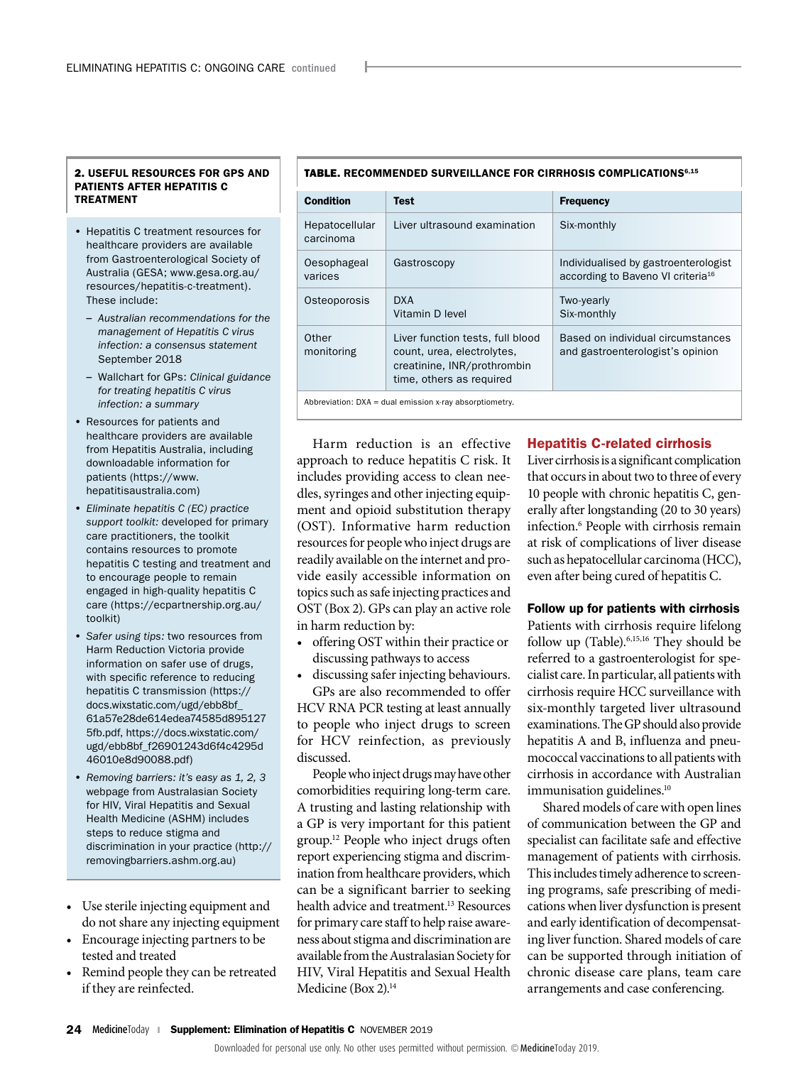## 2. USEFUL RESOURCES FOR GPS AND PATIENTS AFTER HEPATITIS C TREATMENT

- Hepatitis C treatment resources for healthcare providers are available from Gastroenterological Society of Australia (GESA; www.gesa.org.au/resources/hepatitis-c-treatment). These include:
  - *Australian recommendations for the management of Hepatitis C virus infection: a consensus statement* September 2018
  - Wallchart for GPs: *Clinical guidance for treating hepatitis C virus infection: a summary*
- Resources for patients and healthcare providers are available from Hepatitis Australia, including downloadable information for patients (https://www.hepatitisaustralia.com)
- *Eliminate hepatitis C (EC) practice support toolkit:* developed for primary care practitioners, the toolkit contains resources to promote hepatitis C testing and treatment and to encourage people to remain engaged in high-quality hepatitis C care (https://ecpartnership.org.au/toolkit)
- *Safer using tips:* two resources from Harm Reduction Victoria provide information on safer use of drugs, with specific reference to reducing hepatitis C transmission (https://docs.wixstatic.com/ugd/ebb8bf_61a57e28de614edea74585d8951275fb.pdf, https://docs.wixstatic.com/ugd/ebb8bf_f26901243d6f4c4295d46010e8d90088.pdf)
- *Removing barriers: it's easy as 1, 2, 3* webpage from Australasian Society for HIV, Viral Hepatitis and Sexual Health Medicine (ASHM) includes steps to reduce stigma and discrimination in your practice (http://removingbarriers.ashm.org.au)

- Use sterile injecting equipment and do not share any injecting equipment
- Encourage injecting partners to be tested and treated
- Remind people they can be retreated if they are reinfected.

**TABLE. RECOMMENDED SURVEILLANCE FOR CIRRHOSIS COMPLICATIONS[6,15]**

| Condition | Test | Frequency |
|---|---|---|
| Hepatocellular carcinoma | Liver ultrasound examination | Six-monthly |
| Oesophageal varices | Gastroscopy | Individualised by gastroenterologist according to Baveno VI criteria[16] |
| Osteoporosis | DXA<br>Vitamin D level | Two-yearly<br>Six-monthly |
| Other monitoring | Liver function tests, full blood count, urea, electrolytes, creatinine, INR/prothrombin time, others as required | Based on individual circumstances and gastroenterologist's opinion |

Abbreviation: DXA = dual emission x-ray absorptiometry.

Harm reduction is an effective approach to reduce hepatitis C risk. It includes providing access to clean needles, syringes and other injecting equipment and opioid substitution therapy (OST). Informative harm reduction resources for people who inject drugs are readily available on the internet and provide easily accessible information on topics such as safe injecting practices and OST (Box 2). GPs can play an active role in harm reduction by:

- offering OST within their practice or discussing pathways to access
- discussing safer injecting behaviours.

GPs are also recommended to offer HCV RNA PCR testing at least annually to people who inject drugs to screen for HCV reinfection, as previously discussed.

People who inject drugs may have other comorbidities requiring long-term care. A trusting and lasting relationship with a GP is very important for this patient group.[12] People who inject drugs often report experiencing stigma and discrimination from healthcare providers, which can be a significant barrier to seeking health advice and treatment.[13] Resources for primary care staff to help raise awareness about stigma and discrimination are available from the Australasian Society for HIV, Viral Hepatitis and Sexual Health Medicine (Box 2).[14]

## Hepatitis C-related cirrhosis

Liver cirrhosis is a significant complication that occurs in about two to three of every 10 people with chronic hepatitis C, generally after longstanding (20 to 30 years) infection.[6] People with cirrhosis remain at risk of complications of liver disease such as hepatocellular carcinoma (HCC), even after being cured of hepatitis C.

### Follow up for patients with cirrhosis

Patients with cirrhosis require lifelong follow up (Table).[6,15,16] They should be referred to a gastroenterologist for specialist care. In particular, all patients with cirrhosis require HCC surveillance with six-monthly targeted liver ultrasound examinations. The GP should also provide hepatitis A and B, influenza and pneumococcal vaccinations to all patients with cirrhosis in accordance with Australian immunisation guidelines.[10]

Shared models of care with open lines of communication between the GP and specialist can facilitate safe and effective management of patients with cirrhosis. This includes timely adherence to screening programs, safe prescribing of medications when liver dysfunction is present and early identification of decompensating liver function. Shared models of care can be supported through initiation of chronic disease care plans, team care arrangements and case conferencing.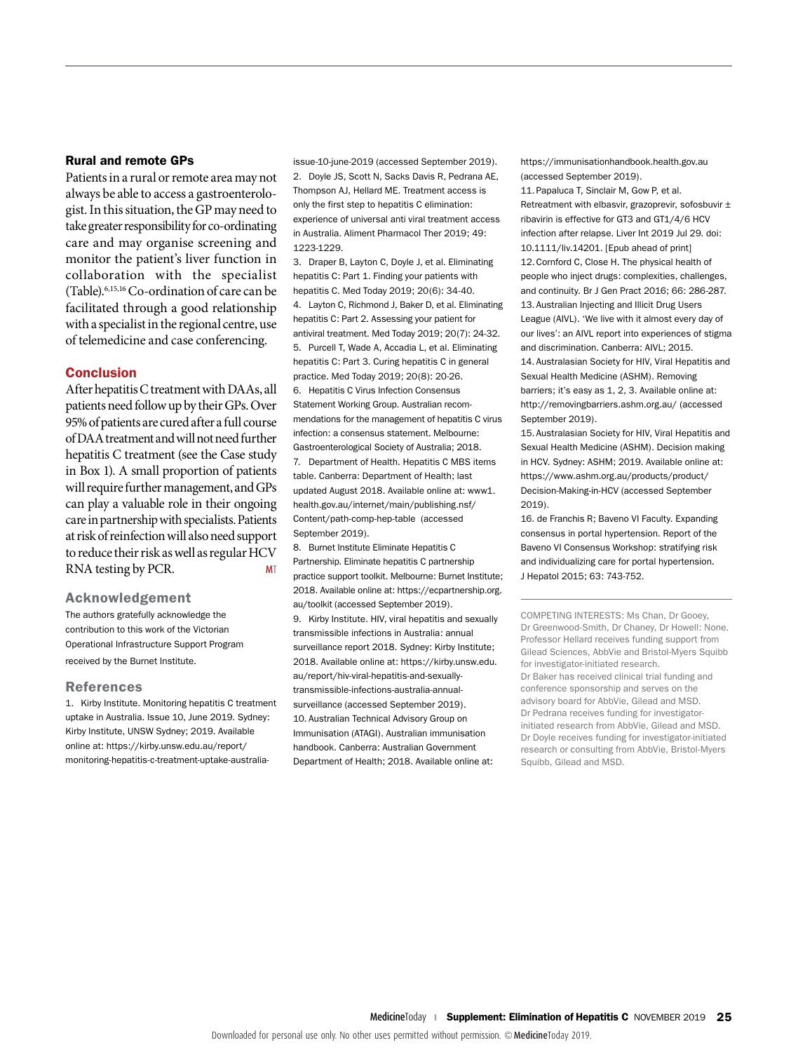## Rural and remote GPs

Patients in a rural or remote area may not always be able to access a gastroenterologist. In this situation, the GP may need to take greater responsibility for co-ordinating care and may organise screening and monitor the patient's liver function in collaboration with the specialist (Table).[6,15,16] Co-ordination of care can be facilitated through a good relationship with a specialist in the regional centre, use of telemedicine and case conferencing.

## Conclusion

After hepatitis C treatment with DAAs, all patients need follow up by their GPs. Over 95% of patients are cured after a full course of DAA treatment and will not need further hepatitis C treatment (see the Case study in Box 1). A small proportion of patients will require further management, and GPs can play a valuable role in their ongoing care in partnership with specialists. Patients at risk of reinfection will also need support to reduce their risk as well as regular HCV RNA testing by PCR. MT

### Acknowledgement

The authors gratefully acknowledge the contribution to this work of the Victorian Operational Infrastructure Support Program received by the Burnet Institute.

### References

1. Kirby Institute. Monitoring hepatitis C treatment uptake in Australia. Issue 10, June 2019. Sydney: Kirby Institute, UNSW Sydney; 2019. Available online at: https://kirby.unsw.edu.au/report/monitoring-hepatitis-c-treatment-uptake-australia-issue-10-june-2019 (accessed September 2019).
2. Doyle JS, Scott N, Sacks Davis R, Pedrana AE, Thompson AJ, Hellard ME. Treatment access is only the first step to hepatitis C elimination: experience of universal anti viral treatment access in Australia. Aliment Pharmacol Ther 2019; 49: 1223-1229.
3. Draper B, Layton C, Doyle J, et al. Eliminating hepatitis C: Part 1. Finding your patients with hepatitis C. Med Today 2019; 20(6): 34-40.
4. Layton C, Richmond J, Baker D, et al. Eliminating hepatitis C: Part 2. Assessing your patient for antiviral treatment. Med Today 2019; 20(7): 24-32.
5. Purcell T, Wade A, Accadia L, et al. Eliminating hepatitis C: Part 3. Curing hepatitis C in general practice. Med Today 2019; 20(8): 20-26.
6. Hepatitis C Virus Infection Consensus Statement Working Group. Australian recommendations for the management of hepatitis C virus infection: a consensus statement. Melbourne: Gastroenterological Society of Australia; 2018.
7. Department of Health. Hepatitis C MBS items table. Canberra: Department of Health; last updated August 2018. Available online at: www1.health.gov.au/internet/main/publishing.nsf/Content/path-comp-hep-table (accessed September 2019).
8. Burnet Institute Eliminate Hepatitis C Partnership. Eliminate hepatitis C partnership practice support toolkit. Melbourne: Burnet Institute; 2018. Available online at: https://ecpartnership.org.au/toolkit (accessed September 2019).
9. Kirby Institute. HIV, viral hepatitis and sexually transmissible infections in Australia: annual surveillance report 2018. Sydney: Kirby Institute; 2018. Available online at: https://kirby.unsw.edu.au/report/hiv-viral-hepatitis-and-sexually-transmissible-infections-australia-annual-surveillance (accessed September 2019).
10. Australian Technical Advisory Group on Immunisation (ATAGI). Australian immunisation handbook. Canberra: Australian Government Department of Health; 2018. Available online at: https://immunisationhandbook.health.gov.au (accessed September 2019).
11. Papaluca T, Sinclair M, Gow P, et al. Retreatment with elbasvir, grazoprevir, sofosbuvir ± ribavirin is effective for GT3 and GT1/4/6 HCV infection after relapse. Liver Int 2019 Jul 29. doi: 10.1111/liv.14201. [Epub ahead of print]
12. Cornford C, Close H. The physical health of people who inject drugs: complexities, challenges, and continuity. Br J Gen Pract 2016; 66: 286-287.
13. Australian Injecting and Illicit Drug Users League (AIVL). 'We live with it almost every day of our lives': an AIVL report into experiences of stigma and discrimination. Canberra: AIVL; 2015.
14. Australasian Society for HIV, Viral Hepatitis and Sexual Health Medicine (ASHM). Removing barriers; it's easy as 1, 2, 3. Available online at: http://removingbarriers.ashm.org.au/ (accessed September 2019).
15. Australasian Society for HIV, Viral Hepatitis and Sexual Health Medicine (ASHM). Decision making in HCV. Sydney: ASHM; 2019. Available online at: https://www.ashm.org.au/products/product/Decision-Making-in-HCV (accessed September 2019).
16. de Franchis R; Baveno VI Faculty. Expanding consensus in portal hypertension. Report of the Baveno VI Consensus Workshop: stratifying risk and individualizing care for portal hypertension. J Hepatol 2015; 63: 743-752.

COMPETING INTERESTS: Ms Chan, Dr Gooey, Dr Greenwood-Smith, Dr Chaney, Dr Howell: None. Professor Hellard receives funding support from Gilead Sciences, AbbVie and Bristol-Myers Squibb for investigator-initiated research.
Dr Baker has received clinical trial funding and conference sponsorship and serves on the advisory board for AbbVie, Gilead and MSD.
Dr Pedrana receives funding for investigator-initiated research from AbbVie, Gilead and MSD.
Dr Doyle receives funding for investigator-initiated research or consulting from AbbVie, Bristol-Myers Squibb, Gilead and MSD.